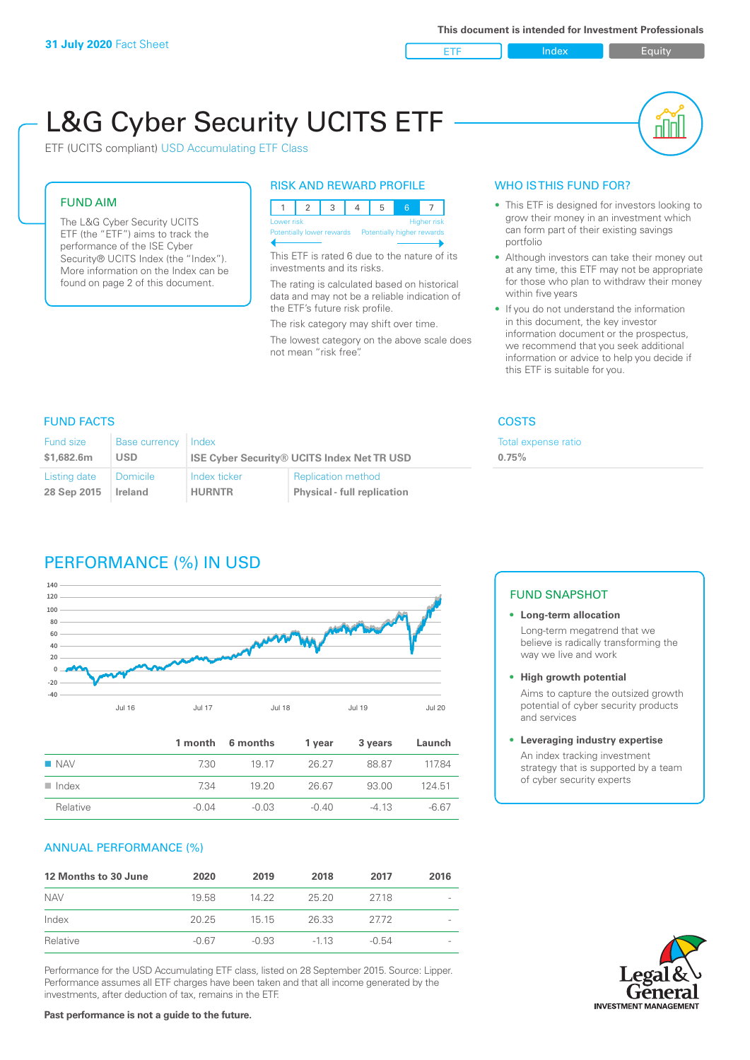**31 July 2020** Fact Sheet

**This document is intended for Investment Professionals**

ETF | Index | Equity

# L&G Cyber Security UCITS ETF

ETF (UCITS compliant) USD Accumulating ETF Class

## FUND AIM

The L&G Cyber Security UCITS ETF (the "ETF") aims to track the performance of the ISE Cyber Security® UCITS Index (the "Index"). More information on the Index can be found on page 2 of this document.

## RISK AND REWARD PROFILE

| 1 | 2 | 3 | 4 | 5 | 6 | 7 |
|---|---|---|---|---|---|---|

Lower risk — Higher risk
Potentially lower rewards — Potentially higher rewards

This ETF is rated 6 due to the nature of its investments and its risks.

The rating is calculated based on historical data and may not be a reliable indication of the ETF's future risk profile.

The risk category may shift over time.

The lowest category on the above scale does not mean "risk free".

## WHO IS THIS FUND FOR?

- This ETF is designed for investors looking to grow their money in an investment which can form part of their existing savings portfolio
- Although investors can take their money out at any time, this ETF may not be appropriate for those who plan to withdraw their money within five years
- If you do not understand the information in this document, the key investor information document or the prospectus, we recommend that you seek additional information or advice to help you decide if this ETF is suitable for you.

## FUND FACTS

| Fund size | Base currency | Index | |
|---|---|---|---|
| **$1,682.6m** | **USD** | **ISE Cyber Security® UCITS Index Net TR USD** | |
| **Listing date** | **Domicile** | **Index ticker** | **Replication method** |
| **28 Sep 2015** | **Ireland** | **HURNTR** | **Physical - full replication** |

## COSTS

Total expense ratio
**0.75%**

## PERFORMANCE (%) IN USD

| | 1 month | 6 months | 1 year | 3 years | Launch |
|---|---|---|---|---|---|
| NAV | 7.30 | 19.17 | 26.27 | 88.87 | 117.84 |
| Index | 7.34 | 19.20 | 26.67 | 93.00 | 124.51 |
| Relative | -0.04 | -0.03 | -0.40 | -4.13 | -6.67 |

## FUND SNAPSHOT

- **Long-term allocation**
  Long-term megatrend that we believe is radically transforming the way we live and work
- **High growth potential**
  Aims to capture the outsized growth potential of cyber security products and services
- **Leveraging industry expertise**
  An index tracking investment strategy that is supported by a team of cyber security experts

## ANNUAL PERFORMANCE (%)

| 12 Months to 30 June | 2020 | 2019 | 2018 | 2017 | 2016 |
|---|---|---|---|---|---|
| NAV | 19.58 | 14.22 | 25.20 | 27.18 | - |
| Index | 20.25 | 15.15 | 26.33 | 27.72 | - |
| Relative | -0.67 | -0.93 | -1.13 | -0.54 | - |

Performance for the USD Accumulating ETF class, listed on 28 September 2015. Source: Lipper. Performance assumes all ETF charges have been taken and that all income generated by the investments, after deduction of tax, remains in the ETF.

**Past performance is not a guide to the future.**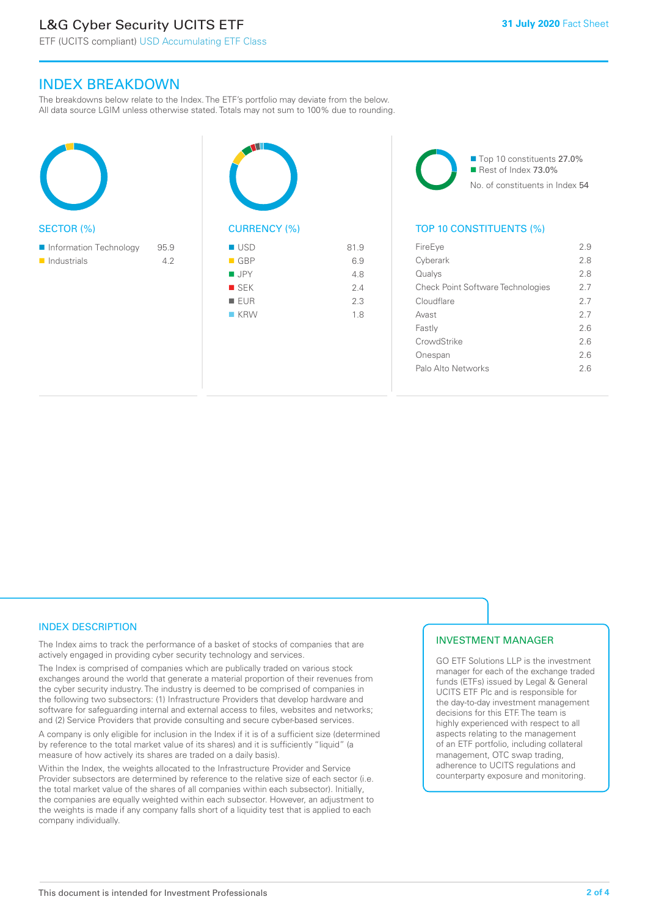## INDEX BREAKDOWN

The breakdowns below relate to the Index. The ETF's portfolio may deviate from the below. All data source LGIM unless otherwise stated. Totals may not sum to 100% due to rounding.

### SECTOR (%)

| Sector | % |
|---|---|
| Information Technology | 95.9 |
| Industrials | 4.2 |

### CURRENCY (%)

| Currency | % |
|---|---|
| USD | 81.9 |
| GBP | 6.9 |
| JPY | 4.8 |
| SEK | 2.4 |
| EUR | 2.3 |
| KRW | 1.8 |

Top 10 constituents 27.0%
Rest of Index 73.0%
No. of constituents in Index 54

### TOP 10 CONSTITUENTS (%)

| Constituent | % |
|---|---|
| FireEye | 2.9 |
| Cyberark | 2.8 |
| Qualys | 2.8 |
| Check Point Software Technologies | 2.7 |
| Cloudflare | 2.7 |
| Avast | 2.7 |
| Fastly | 2.6 |
| CrowdStrike | 2.6 |
| Onespan | 2.6 |
| Palo Alto Networks | 2.6 |

### INDEX DESCRIPTION

The Index aims to track the performance of a basket of stocks of companies that are actively engaged in providing cyber security technology and services.

The Index is comprised of companies which are publically traded on various stock exchanges around the world that generate a material proportion of their revenues from the cyber security industry. The industry is deemed to be comprised of companies in the following two subsectors: (1) Infrastructure Providers that develop hardware and software for safeguarding internal and external access to files, websites and networks; and (2) Service Providers that provide consulting and secure cyber-based services.

A company is only eligible for inclusion in the Index if it is of a sufficient size (determined by reference to the total market value of its shares) and it is sufficiently "liquid" (a measure of how actively its shares are traded on a daily basis).

Within the Index, the weights allocated to the Infrastructure Provider and Service Provider subsectors are determined by reference to the relative size of each sector (i.e. the total market value of the shares of all companies within each subsector). Initially, the companies are equally weighted within each subsector. However, an adjustment to the weights is made if any company falls short of a liquidity test that is applied to each company individually.

### INVESTMENT MANAGER

GO ETF Solutions LLP is the investment manager for each of the exchange traded funds (ETFs) issued by Legal & General UCITS ETF Plc and is responsible for the day-to-day investment management decisions for this ETF. The team is highly experienced with respect to all aspects relating to the management of an ETF portfolio, including collateral management, OTC swap trading, adherence to UCITS regulations and counterparty exposure and monitoring.

This document is intended for Investment Professionals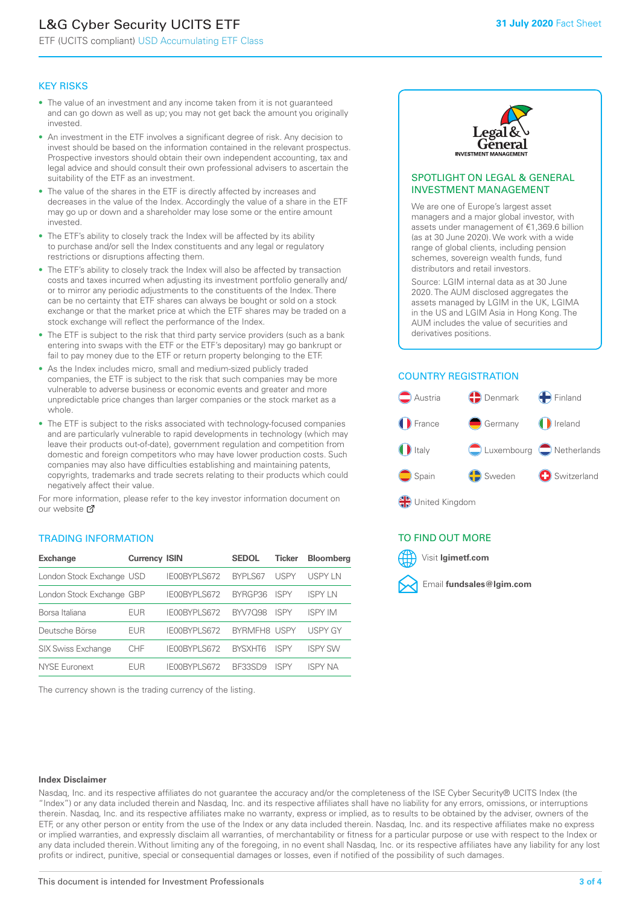# L&G Cyber Security UCITS ETF

ETF (UCITS compliant) USD Accumulating ETF Class

**31 July 2020** Fact Sheet

## KEY RISKS

- The value of an investment and any income taken from it is not guaranteed and can go down as well as up; you may not get back the amount you originally invested.
- An investment in the ETF involves a significant degree of risk. Any decision to invest should be based on the information contained in the relevant prospectus. Prospective investors should obtain their own independent accounting, tax and legal advice and should consult their own professional advisers to ascertain the suitability of the ETF as an investment.
- The value of the shares in the ETF is directly affected by increases and decreases in the value of the Index. Accordingly the value of a share in the ETF may go up or down and a shareholder may lose some or the entire amount invested.
- The ETF's ability to closely track the Index will be affected by its ability to purchase and/or sell the Index constituents and any legal or regulatory restrictions or disruptions affecting them.
- The ETF's ability to closely track the Index will also be affected by transaction costs and taxes incurred when adjusting its investment portfolio generally and/or to mirror any periodic adjustments to the constituents of the Index. There can be no certainty that ETF shares can always be bought or sold on a stock exchange or that the market price at which the ETF shares may be traded on a stock exchange will reflect the performance of the Index.
- The ETF is subject to the risk that third party service providers (such as a bank entering into swaps with the ETF or the ETF's depositary) may go bankrupt or fail to pay money due to the ETF or return property belonging to the ETF.
- As the Index includes micro, small and medium-sized publicly traded companies, the ETF is subject to the risk that such companies may be more vulnerable to adverse business or economic events and greater and more unpredictable price changes than larger companies or the stock market as a whole.
- The ETF is subject to the risks associated with technology-focused companies and are particularly vulnerable to rapid developments in technology (which may leave their products out-of-date), government regulation and competition from domestic and foreign competitors who may have lower production costs. Such companies may also have difficulties establishing and maintaining patents, copyrights, trademarks and trade secrets relating to their products which could negatively affect their value.

For more information, please refer to the key investor information document on our website

## TRADING INFORMATION

| Exchange | Currency | ISIN | SEDOL | Ticker | Bloomberg |
|---|---|---|---|---|---|
| London Stock Exchange | USD | IE00BYPLS672 | BYPLS67 | USPY | USPY LN |
| London Stock Exchange | GBP | IE00BYPLS672 | BYRGP36 | ISPY | ISPY LN |
| Borsa Italiana | EUR | IE00BYPLS672 | BYV7Q98 | ISPY | ISPY IM |
| Deutsche Börse | EUR | IE00BYPLS672 | BYRMFH8 | USPY | USPY GY |
| SIX Swiss Exchange | CHF | IE00BYPLS672 | BYSXHT6 | ISPY | ISPY SW |
| NYSE Euronext | EUR | IE00BYPLS672 | BF33SD9 | ISPY | ISPY NA |

The currency shown is the trading currency of the listing.

## SPOTLIGHT ON LEGAL & GENERAL INVESTMENT MANAGEMENT

We are one of Europe's largest asset managers and a major global investor, with assets under management of €1,369.6 billion (as at 30 June 2020). We work with a wide range of global clients, including pension schemes, sovereign wealth funds, fund distributors and retail investors.

Source: LGIM internal data as at 30 June 2020. The AUM disclosed aggregates the assets managed by LGIM in the UK, LGIMA in the US and LGIM Asia in Hong Kong. The AUM includes the value of securities and derivatives positions.

## COUNTRY REGISTRATION

- Austria
- Denmark
- Finland
- France
- Germany
- Ireland
- Italy
- Luxembourg
- Netherlands
- Spain
- Sweden
- Switzerland
- United Kingdom

## TO FIND OUT MORE

Visit **lgimetf.com**

Email **fundsales@lgim.com**

**Index Disclaimer**

Nasdaq, Inc. and its respective affiliates do not guarantee the accuracy and/or the completeness of the ISE Cyber Security® UCITS Index (the "Index") or any data included therein and Nasdaq, Inc. and its respective affiliates shall have no liability for any errors, omissions, or interruptions therein. Nasdaq, Inc. and its respective affiliates make no warranty, express or implied, as to results to be obtained by the adviser, owners of the ETF, or any other person or entity from the use of the Index or any data included therein. Nasdaq, Inc. and its respective affiliates make no express or implied warranties, and expressly disclaim all warranties, of merchantability or fitness for a particular purpose or use with respect to the Index or any data included therein. Without limiting any of the foregoing, in no event shall Nasdaq, Inc. or its respective affiliates have any liability for any lost profits or indirect, punitive, special or consequential damages or losses, even if notified of the possibility of such damages.

This document is intended for Investment Professionals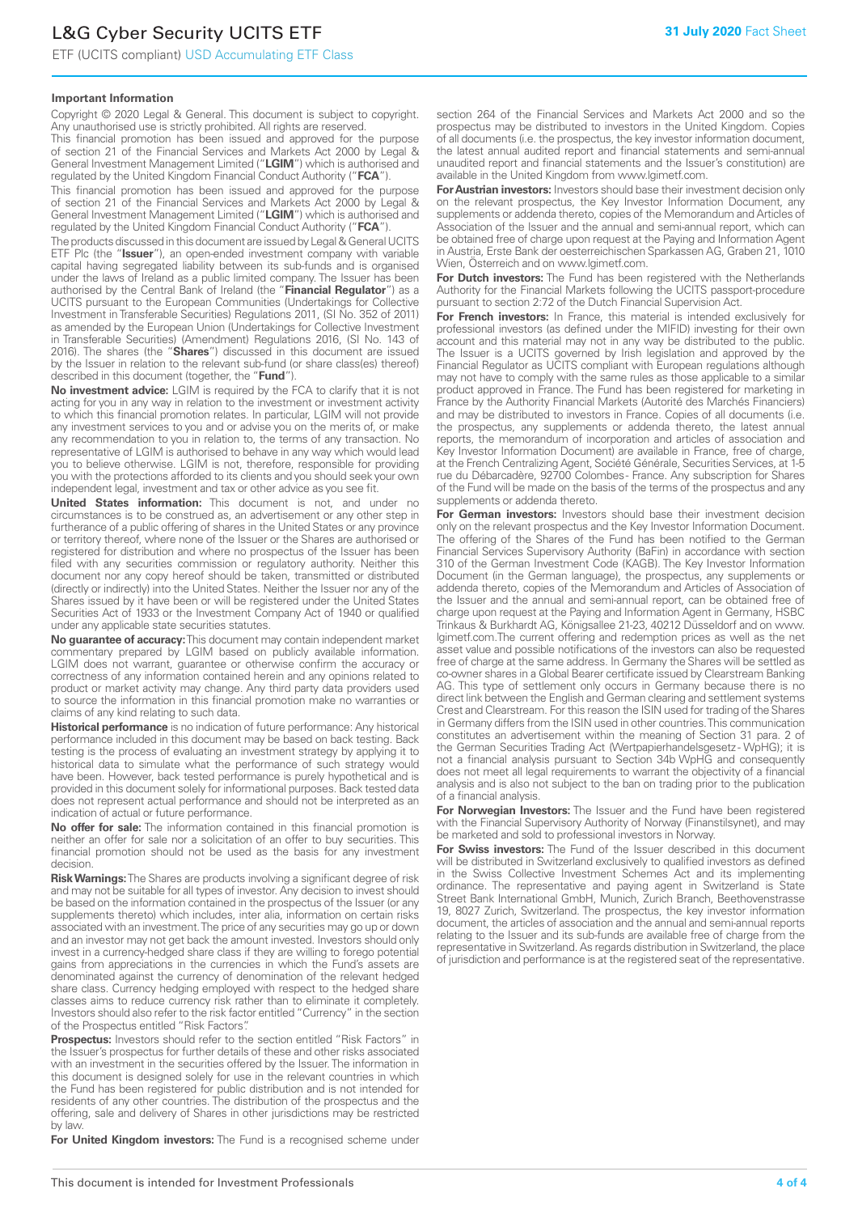### Important Information

Copyright © 2020 Legal & General. This document is subject to copyright. Any unauthorised use is strictly prohibited. All rights are reserved.

This financial promotion has been issued and approved for the purpose of section 21 of the Financial Services and Markets Act 2000 by Legal & General Investment Management Limited ("**LGIM**") which is authorised and regulated by the United Kingdom Financial Conduct Authority ("**FCA**").

This financial promotion has been issued and approved for the purpose of section 21 of the Financial Services and Markets Act 2000 by Legal & General Investment Management Limited ("**LGIM**") which is authorised and regulated by the United Kingdom Financial Conduct Authority ("**FCA**").

The products discussed in this document are issued by Legal & General UCITS ETF Plc (the "**Issuer**"), an open-ended investment company with variable capital having segregated liability between its sub-funds and is organised under the laws of Ireland as a public limited company. The Issuer has been authorised by the Central Bank of Ireland (the "**Financial Regulator**") as a UCITS pursuant to the European Communities (Undertakings for Collective Investment in Transferable Securities) Regulations 2011, (SI No. 352 of 2011) as amended by the European Union (Undertakings for Collective Investment in Transferable Securities) (Amendment) Regulations 2016, (SI No. 143 of 2016). The shares (the "**Shares**") discussed in this document are issued by the Issuer in relation to the relevant sub-fund (or share class(es) thereof) described in this document (together, the "**Fund**").

**No investment advice:** LGIM is required by the FCA to clarify that it is not acting for you in any way in relation to the investment or investment activity to which this financial promotion relates. In particular, LGIM will not provide any investment services to you and or advise you on the merits of, or make any recommendation to you in relation to, the terms of any transaction. No representative of LGIM is authorised to behave in any way which would lead you to believe otherwise. LGIM is not, therefore, responsible for providing you with the protections afforded to its clients and you should seek your own independent legal, investment and tax or other advice as you see fit.

**United States information:** This document is not, and under no circumstances is to be construed as, an advertisement or any other step in furtherance of a public offering of shares in the United States or any province or territory thereof, where none of the Issuer or the Shares are authorised or registered for distribution and where no prospectus of the Issuer has been filed with any securities commission or regulatory authority. Neither this document nor any copy hereof should be taken, transmitted or distributed (directly or indirectly) into the United States. Neither the Issuer nor any of the Shares issued by it have been or will be registered under the United States Securities Act of 1933 or the Investment Company Act of 1940 or qualified under any applicable state securities statutes.

**No guarantee of accuracy:** This document may contain independent market commentary prepared by LGIM based on publicly available information. LGIM does not warrant, guarantee or otherwise confirm the accuracy or correctness of any information contained herein and any opinions related to product or market activity may change. Any third party data providers used to source the information in this financial promotion make no warranties or claims of any kind relating to such data.

**Historical performance** is no indication of future performance: Any historical performance included in this document may be based on back testing. Back testing is the process of evaluating an investment strategy by applying it to historical data to simulate what the performance of such strategy would have been. However, back tested performance is purely hypothetical and is provided in this document solely for informational purposes. Back tested data does not represent actual performance and should not be interpreted as an indication of actual or future performance.

**No offer for sale:** The information contained in this financial promotion is neither an offer for sale nor a solicitation of an offer to buy securities. This financial promotion should not be used as the basis for any investment decision.

**Risk Warnings:** The Shares are products involving a significant degree of risk and may not be suitable for all types of investor. Any decision to invest should be based on the information contained in the prospectus of the Issuer (or any supplements thereto) which includes, inter alia, information on certain risks associated with an investment. The price of any securities may go up or down and an investor may not get back the amount invested. Investors should only invest in a currency-hedged share class if they are willing to forego potential gains from appreciations in the currencies in which the Fund's assets are denominated against the currency of denomination of the relevant hedged share class. Currency hedging employed with respect to the hedged share classes aims to reduce currency risk rather than to eliminate it completely. Investors should also refer to the risk factor entitled "Currency" in the section of the Prospectus entitled "Risk Factors".

**Prospectus:** Investors should refer to the section entitled "Risk Factors" in the Issuer's prospectus for further details of these and other risks associated with an investment in the securities offered by the Issuer. The information in this document is designed solely for use in the relevant countries in which the Fund has been registered for public distribution and is not intended for residents of any other countries. The distribution of the prospectus and the offering, sale and delivery of Shares in other jurisdictions may be restricted by law.

**For United Kingdom investors:** The Fund is a recognised scheme under section 264 of the Financial Services and Markets Act 2000 and so the prospectus may be distributed to investors in the United Kingdom. Copies of all documents (i.e. the prospectus, the key investor information document, the latest annual audited report and financial statements and semi-annual unaudited report and financial statements and the Issuer's constitution) are available in the United Kingdom from www.lgimetf.com.

**For Austrian investors:** Investors should base their investment decision only on the relevant prospectus, the Key Investor Information Document, any supplements or addenda thereto, copies of the Memorandum and Articles of Association of the Issuer and the annual and semi-annual report, which can be obtained free of charge upon request at the Paying and Information Agent in Austria, Erste Bank der oesterreichischen Sparkassen AG, Graben 21, 1010 Wien, Österreich and on www.lgimetf.com.

**For Dutch investors:** The Fund has been registered with the Netherlands Authority for the Financial Markets following the UCITS passport-procedure pursuant to section 2:72 of the Dutch Financial Supervision Act.

**For French investors:** In France, this material is intended exclusively for professional investors (as defined under the MIFID) investing for their own account and this material may not in any way be distributed to the public. The Issuer is a UCITS governed by Irish legislation and approved by the Financial Regulator as UCITS compliant with European regulations although may not have to comply with the same rules as those applicable to a similar product approved in France. The Fund has been registered for marketing in France by the Authority Financial Markets (Autorité des Marchés Financiers) and may be distributed to investors in France. Copies of all documents (i.e. the prospectus, any supplements or addenda thereto, the latest annual reports, the memorandum of incorporation and articles of association and Key Investor Information Document) are available in France, free of charge, at the French Centralizing Agent, Société Générale, Securities Services, at 1-5 rue du Débarcadère, 92700 Colombes - France. Any subscription for Shares of the Fund will be made on the basis of the terms of the prospectus and any supplements or addenda thereto.

**For German investors:** Investors should base their investment decision only on the relevant prospectus and the Key Investor Information Document. The offering of the Shares of the Fund has been notified to the German Financial Services Supervisory Authority (BaFin) in accordance with section 310 of the German Investment Code (KAGB). The Key Investor Information Document (in the German language), the prospectus, any supplements or addenda thereto, copies of the Memorandum and Articles of Association of the Issuer and the annual and semi-annual report, can be obtained free of charge upon request at the Paying and Information Agent in Germany, HSBC Trinkaus & Burkhardt AG, Königsallee 21-23, 40212 Düsseldorf and on www.lgimetf.com. The current offering and redemption prices as well as the net asset value and possible notifications of the investors can also be requested free of charge at the same address. In Germany the Shares will be settled as co-owner shares in a Global Bearer certificate issued by Clearstream Banking AG. This type of settlement only occurs in Germany because there is no direct link between the English and German clearing and settlement systems Crest and Clearstream. For this reason the ISIN used for trading of the Shares in Germany differs from the ISIN used in other countries. This communication constitutes an advertisement within the meaning of Section 31 para. 2 of the German Securities Trading Act (Wertpapierhandelsgesetz - WpHG); it is not a financial analysis pursuant to Section 34b WpHG and consequently does not meet all legal requirements to warrant the objectivity of a financial analysis and is also not subject to the ban on trading prior to the publication of a financial analysis.

**For Norwegian Investors:** The Issuer and the Fund have been registered with the Financial Supervisory Authority of Norway (Finanstilsynet), and may be marketed and sold to professional investors in Norway.

**For Swiss investors:** The Fund of the Issuer described in this document will be distributed in Switzerland exclusively to qualified investors as defined in the Swiss Collective Investment Schemes Act and its implementing ordinance. The representative and paying agent in Switzerland is State Street Bank International GmbH, Munich, Zurich Branch, Beethovenstrasse 19, 8027 Zurich, Switzerland. The prospectus, the key investor information document, the articles of association and the annual and semi-annual reports relating to the Issuer and its sub-funds are available free of charge from the representative in Switzerland. As regards distribution in Switzerland, the place of jurisdiction and performance is at the registered seat of the representative.